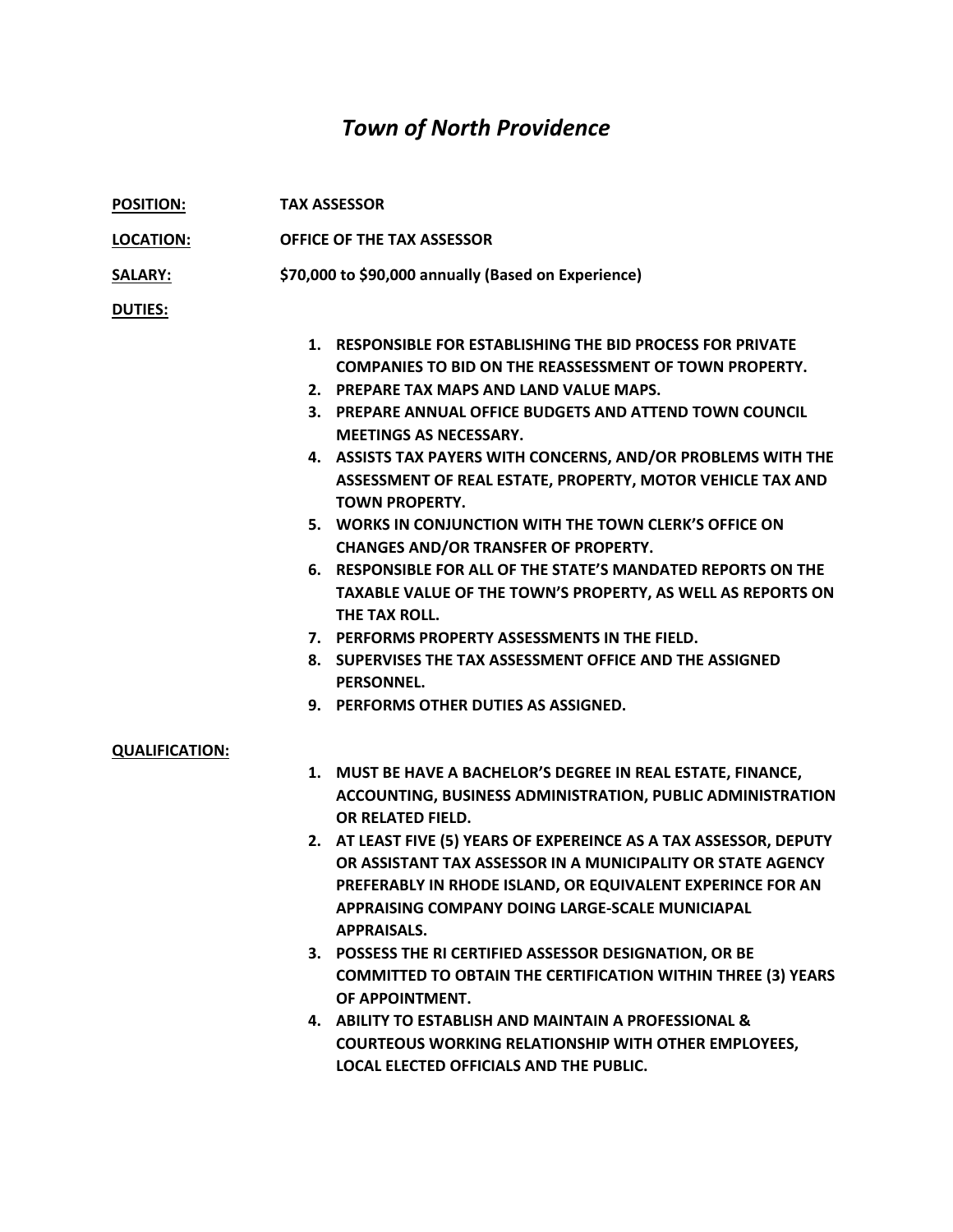# *Town of North Providence*

**POSITION:** **TAX ASSESSOR**

**LOCATION:** **OFFICE OF THE TAX ASSESSOR**

**SALARY:** **$70,000 to $90,000 annually (Based on Experience)**

**DUTIES:**

1. **RESPONSIBLE FOR ESTABLISHING THE BID PROCESS FOR PRIVATE COMPANIES TO BID ON THE REASSESSMENT OF TOWN PROPERTY.**
2. **PREPARE TAX MAPS AND LAND VALUE MAPS.**
3. **PREPARE ANNUAL OFFICE BUDGETS AND ATTEND TOWN COUNCIL MEETINGS AS NECESSARY.**
4. **ASSISTS TAX PAYERS WITH CONCERNS, AND/OR PROBLEMS WITH THE ASSESSMENT OF REAL ESTATE, PROPERTY, MOTOR VEHICLE TAX AND TOWN PROPERTY.**
5. **WORKS IN CONJUNCTION WITH THE TOWN CLERK'S OFFICE ON CHANGES AND/OR TRANSFER OF PROPERTY.**
6. **RESPONSIBLE FOR ALL OF THE STATE'S MANDATED REPORTS ON THE TAXABLE VALUE OF THE TOWN'S PROPERTY, AS WELL AS REPORTS ON THE TAX ROLL.**
7. **PERFORMS PROPERTY ASSESSMENTS IN THE FIELD.**
8. **SUPERVISES THE TAX ASSESSMENT OFFICE AND THE ASSIGNED PERSONNEL.**
9. **PERFORMS OTHER DUTIES AS ASSIGNED.**

**QUALIFICATION:**

1. **MUST BE HAVE A BACHELOR'S DEGREE IN REAL ESTATE, FINANCE, ACCOUNTING, BUSINESS ADMINISTRATION, PUBLIC ADMINISTRATION OR RELATED FIELD.**
2. **AT LEAST FIVE (5) YEARS OF EXPEREINCE AS A TAX ASSESSOR, DEPUTY OR ASSISTANT TAX ASSESSOR IN A MUNICIPALITY OR STATE AGENCY PREFERABLY IN RHODE ISLAND, OR EQUIVALENT EXPERINCE FOR AN APPRAISING COMPANY DOING LARGE-SCALE MUNICIAPAL APPRAISALS.**
3. **POSSESS THE RI CERTIFIED ASSESSOR DESIGNATION, OR BE COMMITTED TO OBTAIN THE CERTIFICATION WITHIN THREE (3) YEARS OF APPOINTMENT.**
4. **ABILITY TO ESTABLISH AND MAINTAIN A PROFESSIONAL & COURTEOUS WORKING RELATIONSHIP WITH OTHER EMPLOYEES, LOCAL ELECTED OFFICIALS AND THE PUBLIC.**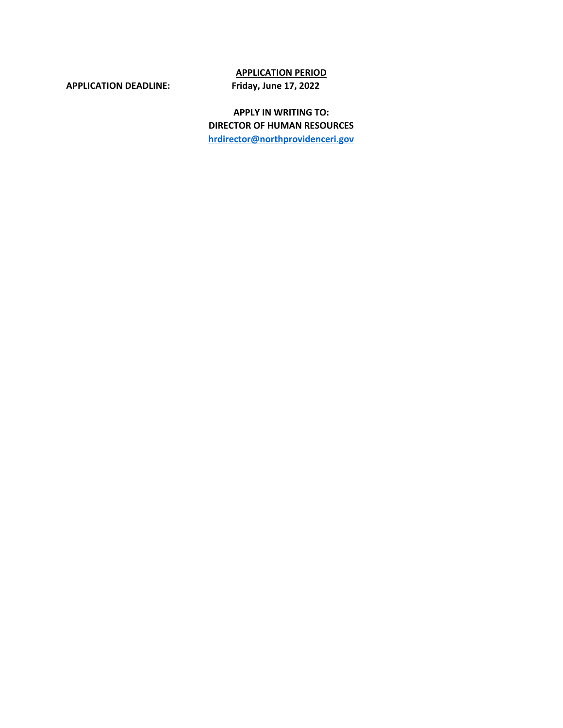**APPLICATION PERIOD**

**APPLICATION DEADLINE:** **Friday, June 17, 2022**

**APPLY IN WRITING TO:**
**DIRECTOR OF HUMAN RESOURCES**
**hrdirector@northprovidenceri.gov**